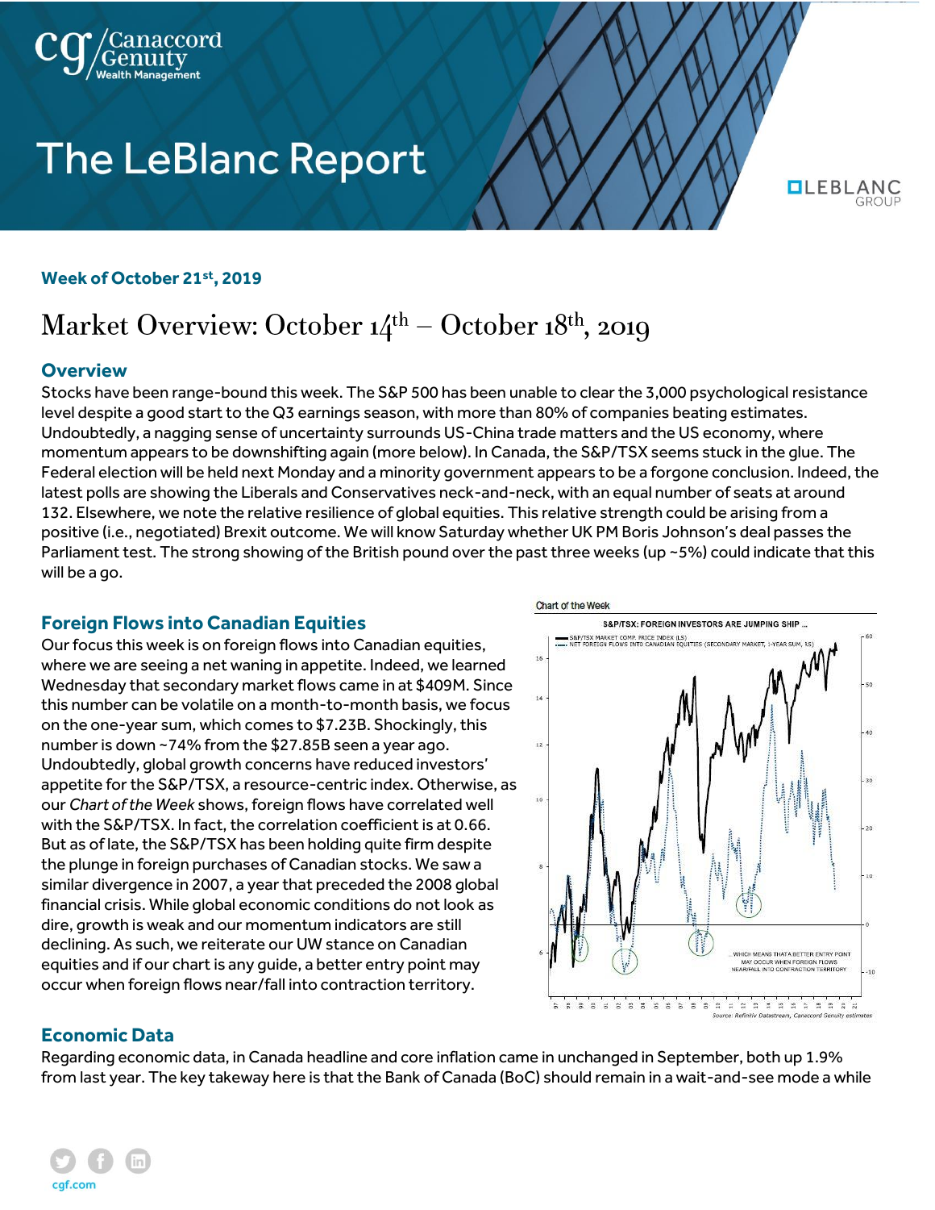# The LeBlanc Report

**Week of October 21st, 2019**

## Market Overview: October 14th – October 18th, 2019

### Overview

Stocks have been range-bound this week. The S&P 500 has been unable to clear the 3,000 psychological resistance level despite a good start to the Q3 earnings season, with more than 80% of companies beating estimates. Undoubtedly, a nagging sense of uncertainty surrounds US-China trade matters and the US economy, where momentum appears to be downshifting again (more below). In Canada, the S&P/TSX seems stuck in the glue. The Federal election will be held next Monday and a minority government appears to be a forgone conclusion. Indeed, the latest polls are showing the Liberals and Conservatives neck-and-neck, with an equal number of seats at around 132. Elsewhere, we note the relative resilience of global equities. This relative strength could be arising from a positive (i.e., negotiated) Brexit outcome. We will know Saturday whether UK PM Boris Johnson's deal passes the Parliament test. The strong showing of the British pound over the past three weeks (up ~5%) could indicate that this will be a go.

### Foreign Flows into Canadian Equities

Our focus this week is on foreign flows into Canadian equities, where we are seeing a net waning in appetite. Indeed, we learned Wednesday that secondary market flows came in at $409M. Since this number can be volatile on a month-to-month basis, we focus on the one-year sum, which comes to $7.23B. Shockingly, this number is down ~74% from the $27.85B seen a year ago. Undoubtedly, global growth concerns have reduced investors' appetite for the S&P/TSX, a resource-centric index. Otherwise, as our *Chart of the Week* shows, foreign flows have correlated well with the S&P/TSX. In fact, the correlation coefficient is at 0.66. But as of late, the S&P/TSX has been holding quite firm despite the plunge in foreign purchases of Canadian stocks. We saw a similar divergence in 2007, a year that preceded the 2008 global financial crisis. While global economic conditions do not look as dire, growth is weak and our momentum indicators are still declining. As such, we reiterate our UW stance on Canadian equities and if our chart is any guide, a better entry point may occur when foreign flows near/fall into contraction territory.

Chart of the Week

S&P/TSX: FOREIGN INVESTORS ARE JUMPING SHIP ...

Source: Refinitiv Datastream, Canaccord Genuity estimates

### Economic Data

Regarding economic data, in Canada headline and core inflation came in unchanged in September, both up 1.9% from last year. The key takeaway here is that the Bank of Canada (BoC) should remain in a wait-and-see mode a while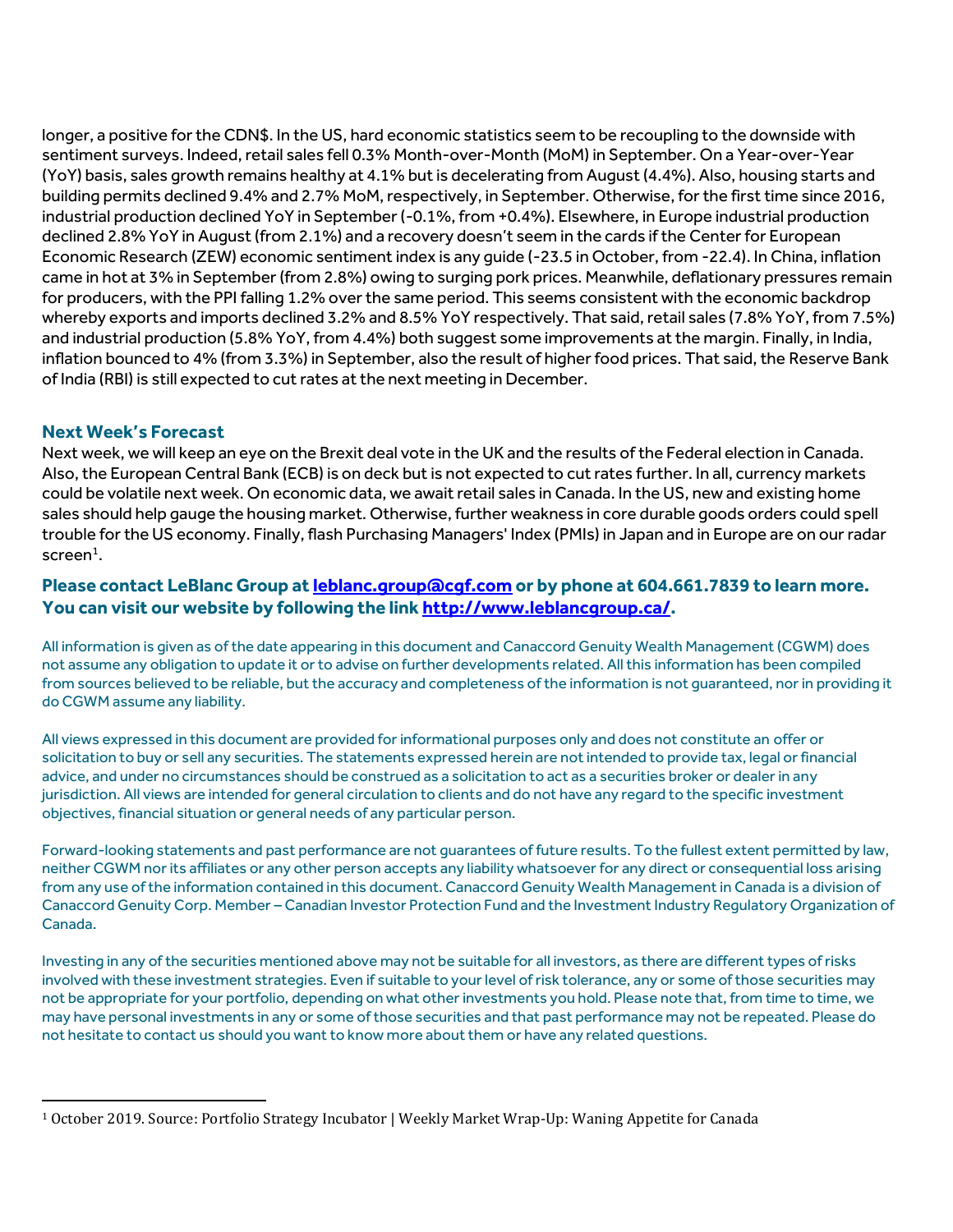longer, a positive for the CDN$. In the US, hard economic statistics seem to be recoupling to the downside with sentiment surveys. Indeed, retail sales fell 0.3% Month-over-Month (MoM) in September. On a Year-over-Year (YoY) basis, sales growth remains healthy at 4.1% but is decelerating from August (4.4%). Also, housing starts and building permits declined 9.4% and 2.7% MoM, respectively, in September. Otherwise, for the first time since 2016, industrial production declined YoY in September (-0.1%, from +0.4%). Elsewhere, in Europe industrial production declined 2.8% YoY in August (from 2.1%) and a recovery doesn't seem in the cards if the Center for European Economic Research (ZEW) economic sentiment index is any guide (-23.5 in October, from -22.4). In China, inflation came in hot at 3% in September (from 2.8%) owing to surging pork prices. Meanwhile, deflationary pressures remain for producers, with the PPI falling 1.2% over the same period. This seems consistent with the economic backdrop whereby exports and imports declined 3.2% and 8.5% YoY respectively. That said, retail sales (7.8% YoY, from 7.5%) and industrial production (5.8% YoY, from 4.4%) both suggest some improvements at the margin. Finally, in India, inflation bounced to 4% (from 3.3%) in September, also the result of higher food prices. That said, the Reserve Bank of India (RBI) is still expected to cut rates at the next meeting in December.

### Next Week's Forecast

Next week, we will keep an eye on the Brexit deal vote in the UK and the results of the Federal election in Canada. Also, the European Central Bank (ECB) is on deck but is not expected to cut rates further. In all, currency markets could be volatile next week. On economic data, we await retail sales in Canada. In the US, new and existing home sales should help gauge the housing market. Otherwise, further weakness in core durable goods orders could spell trouble for the US economy. Finally, flash Purchasing Managers' Index (PMIs) in Japan and in Europe are on our radar screen[1].

**Please contact LeBlanc Group at leblanc.group@cgf.com or by phone at 604.661.7839 to learn more. You can visit our website by following the link http://www.leblancgroup.ca/.**

All information is given as of the date appearing in this document and Canaccord Genuity Wealth Management (CGWM) does not assume any obligation to update it or to advise on further developments related. All this information has been compiled from sources believed to be reliable, but the accuracy and completeness of the information is not guaranteed, nor in providing it do CGWM assume any liability.

All views expressed in this document are provided for informational purposes only and does not constitute an offer or solicitation to buy or sell any securities. The statements expressed herein are not intended to provide tax, legal or financial advice, and under no circumstances should be construed as a solicitation to act as a securities broker or dealer in any jurisdiction. All views are intended for general circulation to clients and do not have any regard to the specific investment objectives, financial situation or general needs of any particular person.

Forward-looking statements and past performance are not guarantees of future results. To the fullest extent permitted by law, neither CGWM nor its affiliates or any other person accepts any liability whatsoever for any direct or consequential loss arising from any use of the information contained in this document. Canaccord Genuity Wealth Management in Canada is a division of Canaccord Genuity Corp. Member – Canadian Investor Protection Fund and the Investment Industry Regulatory Organization of Canada.

Investing in any of the securities mentioned above may not be suitable for all investors, as there are different types of risks involved with these investment strategies. Even if suitable to your level of risk tolerance, any or some of those securities may not be appropriate for your portfolio, depending on what other investments you hold. Please note that, from time to time, we may have personal investments in any or some of those securities and that past performance may not be repeated. Please do not hesitate to contact us should you want to know more about them or have any related questions.

[1] October 2019. Source: Portfolio Strategy Incubator | Weekly Market Wrap-Up: Waning Appetite for Canada